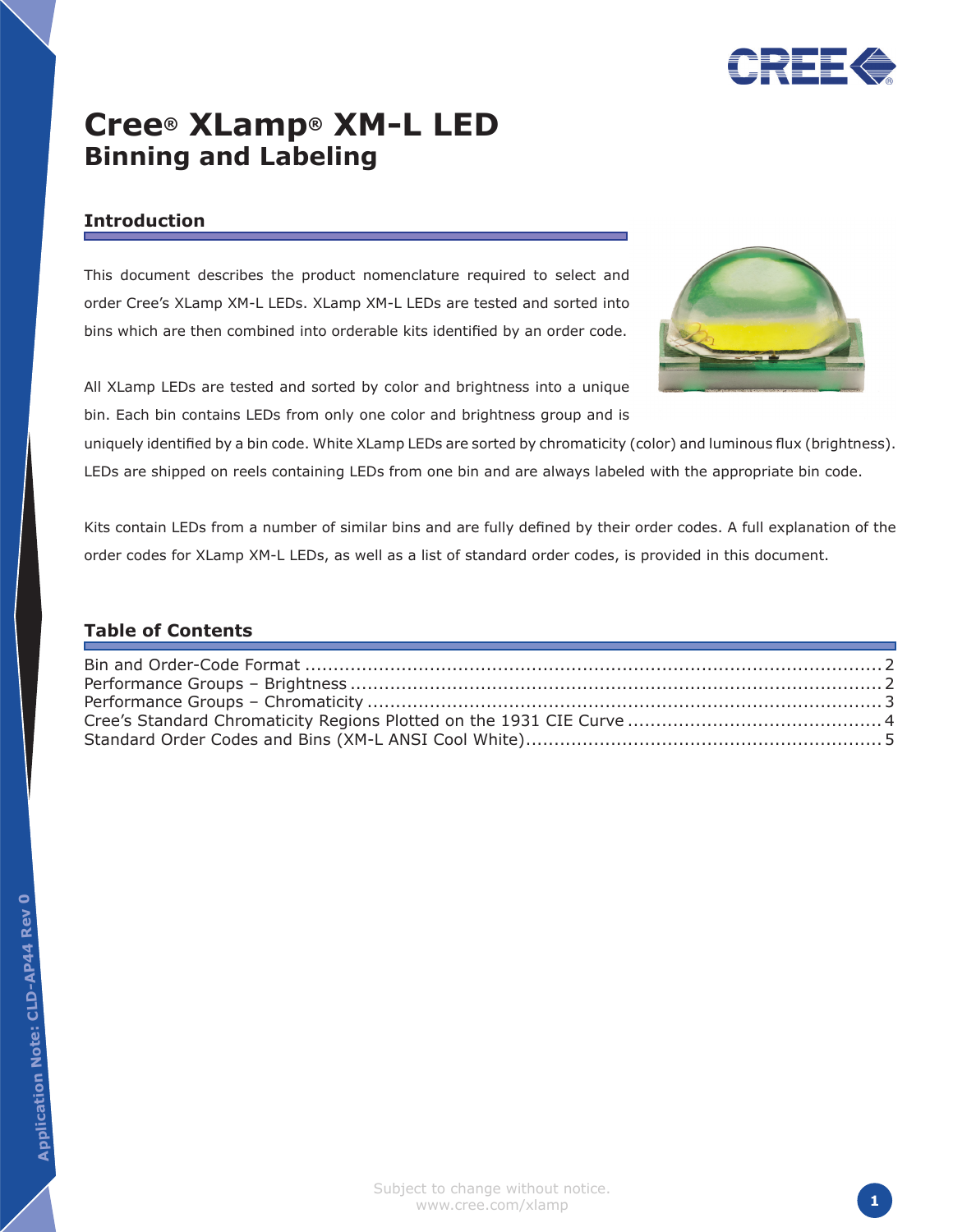# Cree® XLamp® XM-L LED
## Binning and Labeling

### Introduction

This document describes the product nomenclature required to select and order Cree's XLamp XM-L LEDs. XLamp XM-L LEDs are tested and sorted into bins which are then combined into orderable kits identified by an order code.

All XLamp LEDs are tested and sorted by color and brightness into a unique bin. Each bin contains LEDs from only one color and brightness group and is uniquely identified by a bin code. White XLamp LEDs are sorted by chromaticity (color) and luminous flux (brightness). LEDs are shipped on reels containing LEDs from one bin and are always labeled with the appropriate bin code.

Kits contain LEDs from a number of similar bins and are fully defined by their order codes. A full explanation of the order codes for XLamp XM-L LEDs, as well as a list of standard order codes, is provided in this document.

### Table of Contents

Bin and Order-Code Format ........ 2
Performance Groups – Brightness ........ 2
Performance Groups – Chromaticity ........ 3
Cree's Standard Chromaticity Regions Plotted on the 1931 CIE Curve ........ 4
Standard Order Codes and Bins (XM-L ANSI Cool White) ........ 5

Application Note: CLD-AP44 Rev 0

Subject to change without notice.
www.cree.com/xlamp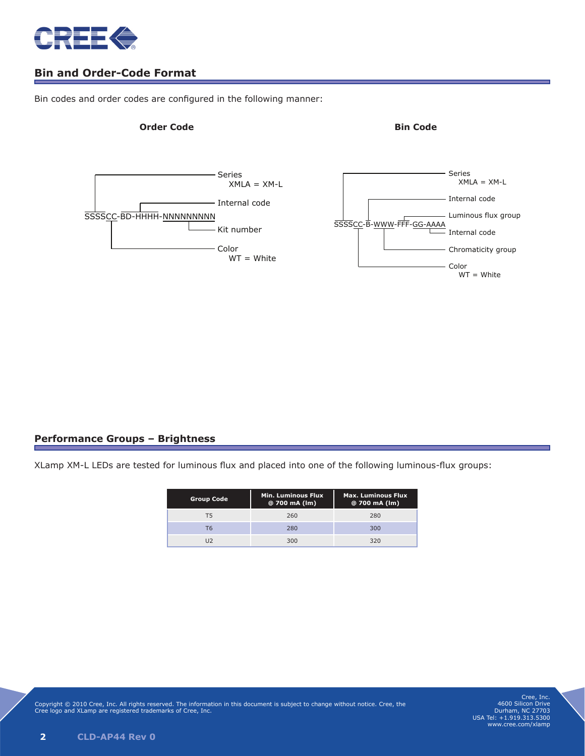## Bin and Order-Code Format

Bin codes and order codes are configured in the following manner:

**Order Code**

SSSSCC-BD-HHHH-NNNNNNNNN

- Series
  - XMLA = XM-L
- Internal code
- Kit number
- Color
  - WT = White

**Bin Code**

SSSSCC-B-WWW-FFF-GG-AAAA

- Series
  - XMLA = XM-L
- Internal code
- Luminous flux group
- Internal code
- Chromaticity group
- Color
  - WT = White

## Performance Groups – Brightness

XLamp XM-L LEDs are tested for luminous flux and placed into one of the following luminous-flux groups:

| Group Code | Min. Luminous Flux @ 700 mA (lm) | Max. Luminous Flux @ 700 mA (lm) |
|---|---|---|
| T5 | 260 | 280 |
| T6 | 280 | 300 |
| U2 | 300 | 320 |

Copyright © 2010 Cree, Inc. All rights reserved. The information in this document is subject to change without notice. Cree, the Cree logo and XLamp are registered trademarks of Cree, Inc.

Cree, Inc.
4600 Silicon Drive
Durham, NC 27703
USA Tel: +1.919.313.5300
www.cree.com/xlamp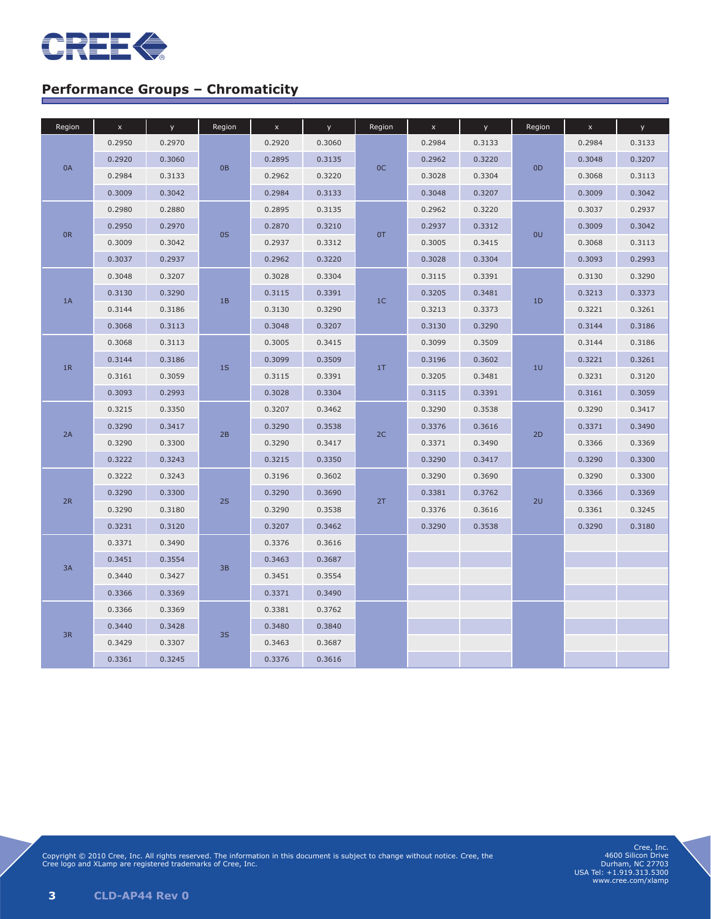## Performance Groups – Chromaticity

| Region | x | y | Region | x | y | Region | x | y | Region | x | y |
|---|---|---|---|---|---|---|---|---|---|---|---|
| 0A | 0.2950 | 0.2970 | 0B | 0.2920 | 0.3060 | 0C | 0.2984 | 0.3133 | 0D | 0.2984 | 0.3133 |
| | 0.2920 | 0.3060 | | 0.2895 | 0.3135 | | 0.2962 | 0.3220 | | 0.3048 | 0.3207 |
| | 0.2984 | 0.3133 | | 0.2962 | 0.3220 | | 0.3028 | 0.3304 | | 0.3068 | 0.3113 |
| | 0.3009 | 0.3042 | | 0.2984 | 0.3133 | | 0.3048 | 0.3207 | | 0.3009 | 0.3042 |
| 0R | 0.2980 | 0.2880 | 0S | 0.2895 | 0.3135 | 0T | 0.2962 | 0.3220 | 0U | 0.3037 | 0.2937 |
| | 0.2950 | 0.2970 | | 0.2870 | 0.3210 | | 0.2937 | 0.3312 | | 0.3009 | 0.3042 |
| | 0.3009 | 0.3042 | | 0.2937 | 0.3312 | | 0.3005 | 0.3415 | | 0.3068 | 0.3113 |
| | 0.3037 | 0.2937 | | 0.2962 | 0.3220 | | 0.3028 | 0.3304 | | 0.3093 | 0.2993 |
| 1A | 0.3048 | 0.3207 | 1B | 0.3028 | 0.3304 | 1C | 0.3115 | 0.3391 | 1D | 0.3130 | 0.3290 |
| | 0.3130 | 0.3290 | | 0.3115 | 0.3391 | | 0.3205 | 0.3481 | | 0.3213 | 0.3373 |
| | 0.3144 | 0.3186 | | 0.3130 | 0.3290 | | 0.3213 | 0.3373 | | 0.3221 | 0.3261 |
| | 0.3068 | 0.3113 | | 0.3048 | 0.3207 | | 0.3130 | 0.3290 | | 0.3144 | 0.3186 |
| 1R | 0.3068 | 0.3113 | 1S | 0.3005 | 0.3415 | 1T | 0.3099 | 0.3509 | 1U | 0.3144 | 0.3186 |
| | 0.3144 | 0.3186 | | 0.3099 | 0.3509 | | 0.3196 | 0.3602 | | 0.3221 | 0.3261 |
| | 0.3161 | 0.3059 | | 0.3115 | 0.3391 | | 0.3205 | 0.3481 | | 0.3231 | 0.3120 |
| | 0.3093 | 0.2993 | | 0.3028 | 0.3304 | | 0.3115 | 0.3391 | | 0.3161 | 0.3059 |
| 2A | 0.3215 | 0.3350 | 2B | 0.3207 | 0.3462 | 2C | 0.3290 | 0.3538 | 2D | 0.3290 | 0.3417 |
| | 0.3290 | 0.3417 | | 0.3290 | 0.3538 | | 0.3376 | 0.3616 | | 0.3371 | 0.3490 |
| | 0.3290 | 0.3300 | | 0.3290 | 0.3417 | | 0.3371 | 0.3490 | | 0.3366 | 0.3369 |
| | 0.3222 | 0.3243 | | 0.3215 | 0.3350 | | 0.3290 | 0.3417 | | 0.3290 | 0.3300 |
| 2R | 0.3222 | 0.3243 | 2S | 0.3196 | 0.3602 | 2T | 0.3290 | 0.3690 | 2U | 0.3290 | 0.3300 |
| | 0.3290 | 0.3300 | | 0.3290 | 0.3690 | | 0.3381 | 0.3762 | | 0.3366 | 0.3369 |
| | 0.3290 | 0.3180 | | 0.3290 | 0.3538 | | 0.3376 | 0.3616 | | 0.3361 | 0.3245 |
| | 0.3231 | 0.3120 | | 0.3207 | 0.3462 | | 0.3290 | 0.3538 | | 0.3290 | 0.3180 |
| 3A | 0.3371 | 0.3490 | 3B | 0.3376 | 0.3616 | | | | | | |
| | 0.3451 | 0.3554 | | 0.3463 | 0.3687 | | | | | | |
| | 0.3440 | 0.3427 | | 0.3451 | 0.3554 | | | | | | |
| | 0.3366 | 0.3369 | | 0.3371 | 0.3490 | | | | | | |
| 3R | 0.3366 | 0.3369 | 3S | 0.3381 | 0.3762 | | | | | | |
| | 0.3440 | 0.3428 | | 0.3480 | 0.3840 | | | | | | |
| | 0.3429 | 0.3307 | | 0.3463 | 0.3687 | | | | | | |
| | 0.3361 | 0.3245 | | 0.3376 | 0.3616 | | | | | | |

Copyright © 2010 Cree, Inc. All rights reserved. The information in this document is subject to change without notice. Cree, the Cree logo and XLamp are registered trademarks of Cree, Inc.

Cree, Inc.
4600 Silicon Drive
Durham, NC 27703
USA Tel: +1.919.313.5300
www.cree.com/xlamp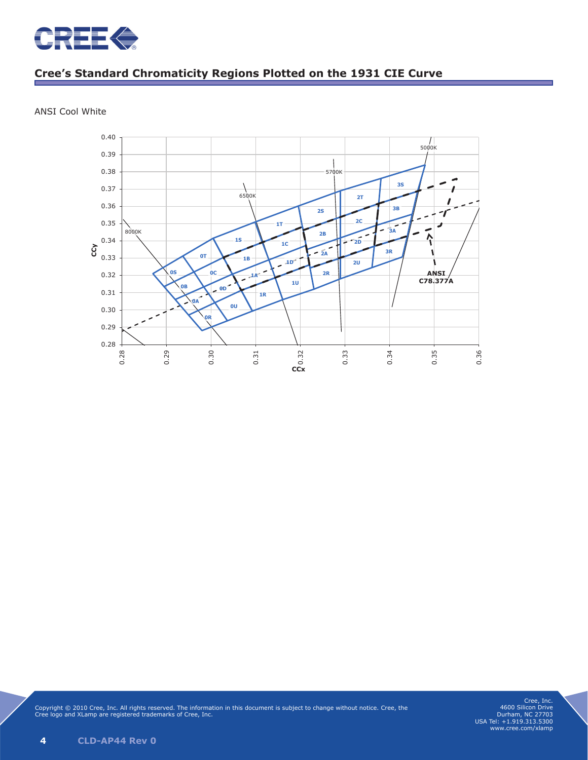## Cree's Standard Chromaticity Regions Plotted on the 1931 CIE Curve

ANSI Cool White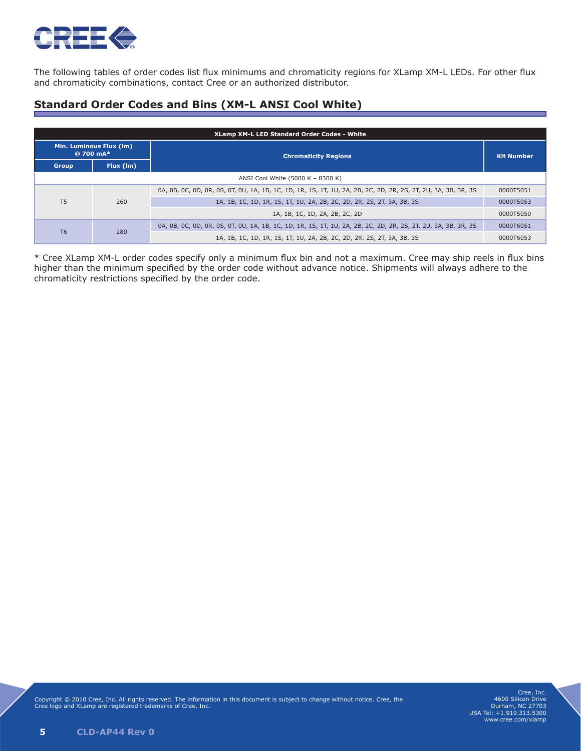The following tables of order codes list flux minimums and chromaticity regions for XLamp XM-L LEDs. For other flux and chromaticity combinations, contact Cree or an authorized distributor.

## Standard Order Codes and Bins (XM-L ANSI Cool White)

| XLamp XM-L LED Standard Order Codes - White | | | |
|---|---|---|---|
| Min. Luminous Flux (lm) @ 700 mA* | | Chromaticity Regions | Kit Number |
| Group | Flux (lm) | | |
| ANSI Cool White (5000 K – 8300 K) | | | |
| T5 | 260 | 0A, 0B, 0C, 0D, 0R, 0S, 0T, 0U, 1A, 1B, 1C, 1D, 1R, 1S, 1T, 1U, 2A, 2B, 2C, 2D, 2R, 2S, 2T, 2U, 3A, 3B, 3R, 3S | 0000T5051 |
| | | 1A, 1B, 1C, 1D, 1R, 1S, 1T, 1U, 2A, 2B, 2C, 2D, 2R, 2S, 2T, 3A, 3B, 3S | 0000T5053 |
| | | 1A, 1B, 1C, 1D, 2A, 2B, 2C, 2D | 0000T5050 |
| T6 | 280 | 0A, 0B, 0C, 0D, 0R, 0S, 0T, 0U, 1A, 1B, 1C, 1D, 1R, 1S, 1T, 1U, 2A, 2B, 2C, 2D, 2R, 2S, 2T, 2U, 3A, 3B, 3R, 3S | 0000T6051 |
| | | 1A, 1B, 1C, 1D, 1R, 1S, 1T, 1U, 2A, 2B, 2C, 2D, 2R, 2S, 2T, 3A, 3B, 3S | 0000T6053 |

* Cree XLamp XM-L order codes specify only a minimum flux bin and not a maximum. Cree may ship reels in flux bins higher than the minimum specified by the order code without advance notice. Shipments will always adhere to the chromaticity restrictions specified by the order code.

Copyright © 2010 Cree, Inc. All rights reserved. The information in this document is subject to change without notice. Cree, the Cree logo and XLamp are registered trademarks of Cree, Inc.

Cree, Inc.
4600 Silicon Drive
Durham, NC 27703
USA Tel: +1.919.313.5300
www.cree.com/xlamp